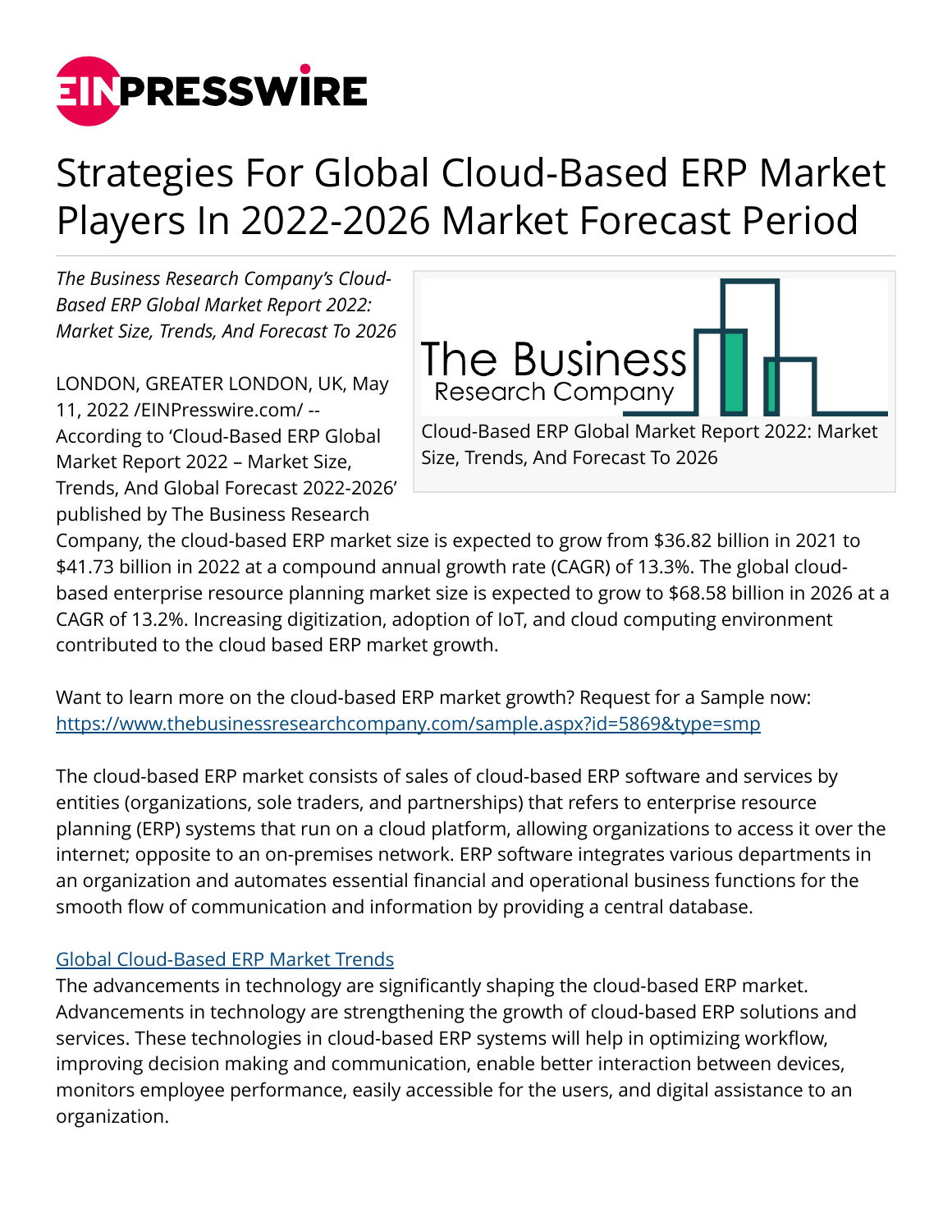# Strategies For Global Cloud-Based ERP Market Players In 2022-2026 Market Forecast Period

*The Business Research Company's Cloud-Based ERP Global Market Report 2022: Market Size, Trends, And Forecast To 2026*

Cloud-Based ERP Global Market Report 2022: Market Size, Trends, And Forecast To 2026

LONDON, GREATER LONDON, UK, May 11, 2022 /EINPresswire.com/ -- According to 'Cloud-Based ERP Global Market Report 2022 – Market Size, Trends, And Global Forecast 2022-2026' published by The Business Research Company, the cloud-based ERP market size is expected to grow from $36.82 billion in 2021 to $41.73 billion in 2022 at a compound annual growth rate (CAGR) of 13.3%. The global cloud-based enterprise resource planning market size is expected to grow to $68.58 billion in 2026 at a CAGR of 13.2%. Increasing digitization, adoption of IoT, and cloud computing environment contributed to the cloud based ERP market growth.

Want to learn more on the cloud-based ERP market growth? Request for a Sample now: [https://www.thebusinessresearchcompany.com/sample.aspx?id=5869&type=smp](https://www.thebusinessresearchcompany.com/sample.aspx?id=5869&type=smp)

The cloud-based ERP market consists of sales of cloud-based ERP software and services by entities (organizations, sole traders, and partnerships) that refers to enterprise resource planning (ERP) systems that run on a cloud platform, allowing organizations to access it over the internet; opposite to an on-premises network. ERP software integrates various departments in an organization and automates essential financial and operational business functions for the smooth flow of communication and information by providing a central database.

[Global Cloud-Based ERP Market Trends]()

The advancements in technology are significantly shaping the cloud-based ERP market. Advancements in technology are strengthening the growth of cloud-based ERP solutions and services. These technologies in cloud-based ERP systems will help in optimizing workflow, improving decision making and communication, enable better interaction between devices, monitors employee performance, easily accessible for the users, and digital assistance to an organization.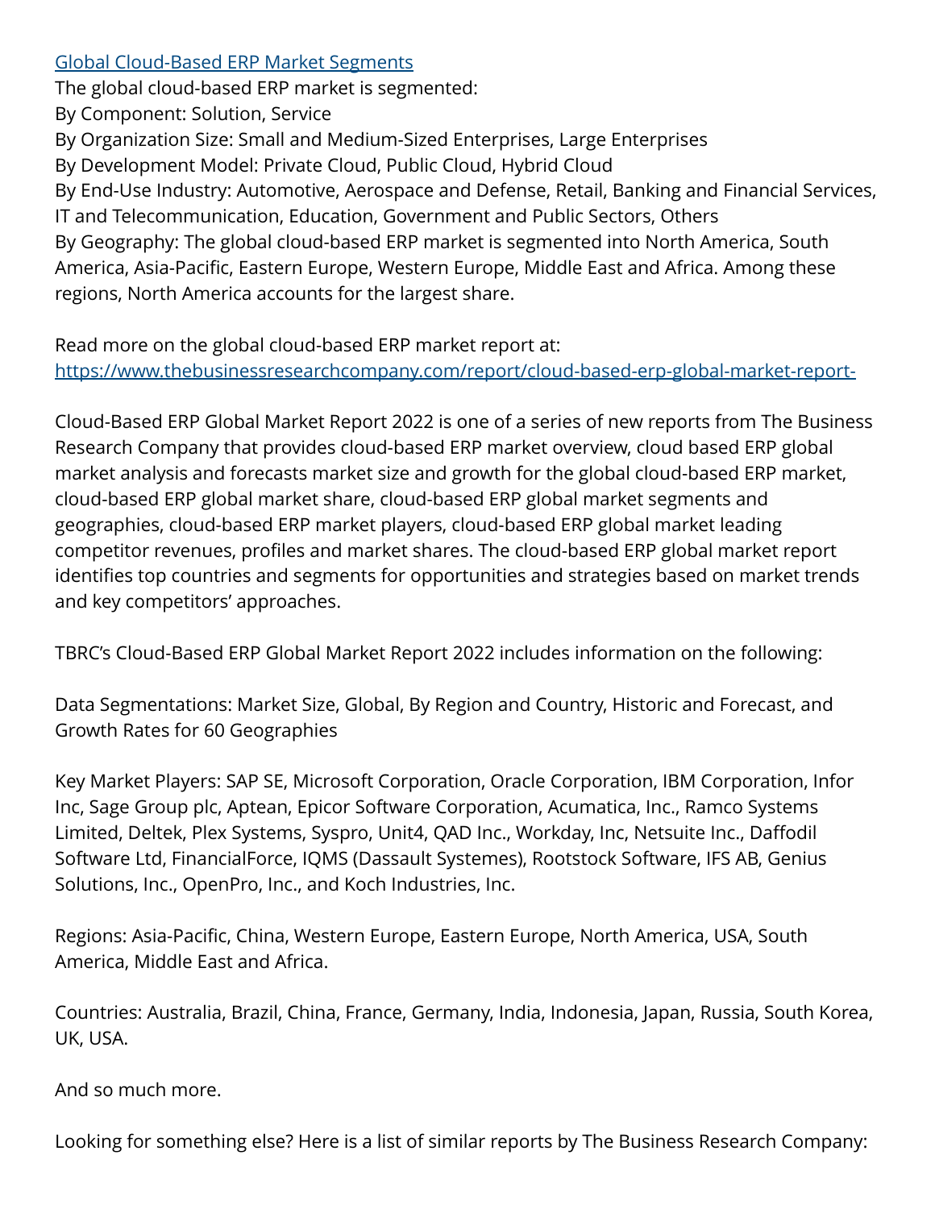[Global Cloud-Based ERP Market Segments](#)

The global cloud-based ERP market is segmented:

By Component: Solution, Service

By Organization Size: Small and Medium-Sized Enterprises, Large Enterprises

By Development Model: Private Cloud, Public Cloud, Hybrid Cloud

By End-Use Industry: Automotive, Aerospace and Defense, Retail, Banking and Financial Services, IT and Telecommunication, Education, Government and Public Sectors, Others

By Geography: The global cloud-based ERP market is segmented into North America, South America, Asia-Pacific, Eastern Europe, Western Europe, Middle East and Africa. Among these regions, North America accounts for the largest share.

Read more on the global cloud-based ERP market report at:
https://www.thebusinessresearchcompany.com/report/cloud-based-erp-global-market-report-

Cloud-Based ERP Global Market Report 2022 is one of a series of new reports from The Business Research Company that provides cloud-based ERP market overview, cloud based ERP global market analysis and forecasts market size and growth for the global cloud-based ERP market, cloud-based ERP global market share, cloud-based ERP global market segments and geographies, cloud-based ERP market players, cloud-based ERP global market leading competitor revenues, profiles and market shares. The cloud-based ERP global market report identifies top countries and segments for opportunities and strategies based on market trends and key competitors' approaches.

TBRC's Cloud-Based ERP Global Market Report 2022 includes information on the following:

Data Segmentations: Market Size, Global, By Region and Country, Historic and Forecast, and Growth Rates for 60 Geographies

Key Market Players: SAP SE, Microsoft Corporation, Oracle Corporation, IBM Corporation, Infor Inc, Sage Group plc, Aptean, Epicor Software Corporation, Acumatica, Inc., Ramco Systems Limited, Deltek, Plex Systems, Syspro, Unit4, QAD Inc., Workday, Inc, Netsuite Inc., Daffodil Software Ltd, FinancialForce, IQMS (Dassault Systemes), Rootstock Software, IFS AB, Genius Solutions, Inc., OpenPro, Inc., and Koch Industries, Inc.

Regions: Asia-Pacific, China, Western Europe, Eastern Europe, North America, USA, South America, Middle East and Africa.

Countries: Australia, Brazil, China, France, Germany, India, Indonesia, Japan, Russia, South Korea, UK, USA.

And so much more.

Looking for something else? Here is a list of similar reports by The Business Research Company: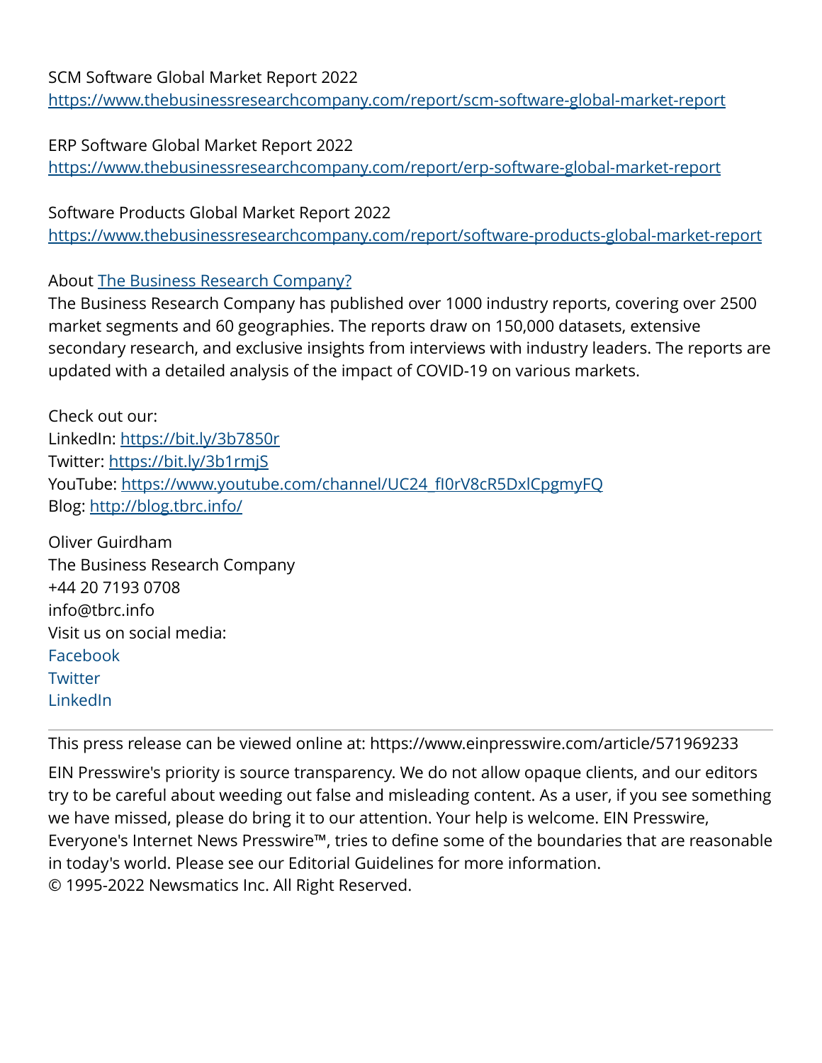SCM Software Global Market Report 2022
https://www.thebusinessresearchcompany.com/report/scm-software-global-market-report

ERP Software Global Market Report 2022
https://www.thebusinessresearchcompany.com/report/erp-software-global-market-report

Software Products Global Market Report 2022
https://www.thebusinessresearchcompany.com/report/software-products-global-market-report

About The Business Research Company?
The Business Research Company has published over 1000 industry reports, covering over 2500 market segments and 60 geographies. The reports draw on 150,000 datasets, extensive secondary research, and exclusive insights from interviews with industry leaders. The reports are updated with a detailed analysis of the impact of COVID-19 on various markets.

Check out our:
LinkedIn: https://bit.ly/3b7850r
Twitter: https://bit.ly/3b1rmjS
YouTube: https://www.youtube.com/channel/UC24_fI0rV8cR5DxlCpgmyFQ
Blog: http://blog.tbrc.info/

Oliver Guirdham
The Business Research Company
+44 20 7193 0708
info@tbrc.info
Visit us on social media:
Facebook
Twitter
LinkedIn

---

This press release can be viewed online at: https://www.einpresswire.com/article/571969233

EIN Presswire's priority is source transparency. We do not allow opaque clients, and our editors try to be careful about weeding out false and misleading content. As a user, if you see something we have missed, please do bring it to our attention. Your help is welcome. EIN Presswire, Everyone's Internet News Presswire™, tries to define some of the boundaries that are reasonable in today's world. Please see our Editorial Guidelines for more information.
© 1995-2022 Newsmatics Inc. All Right Reserved.